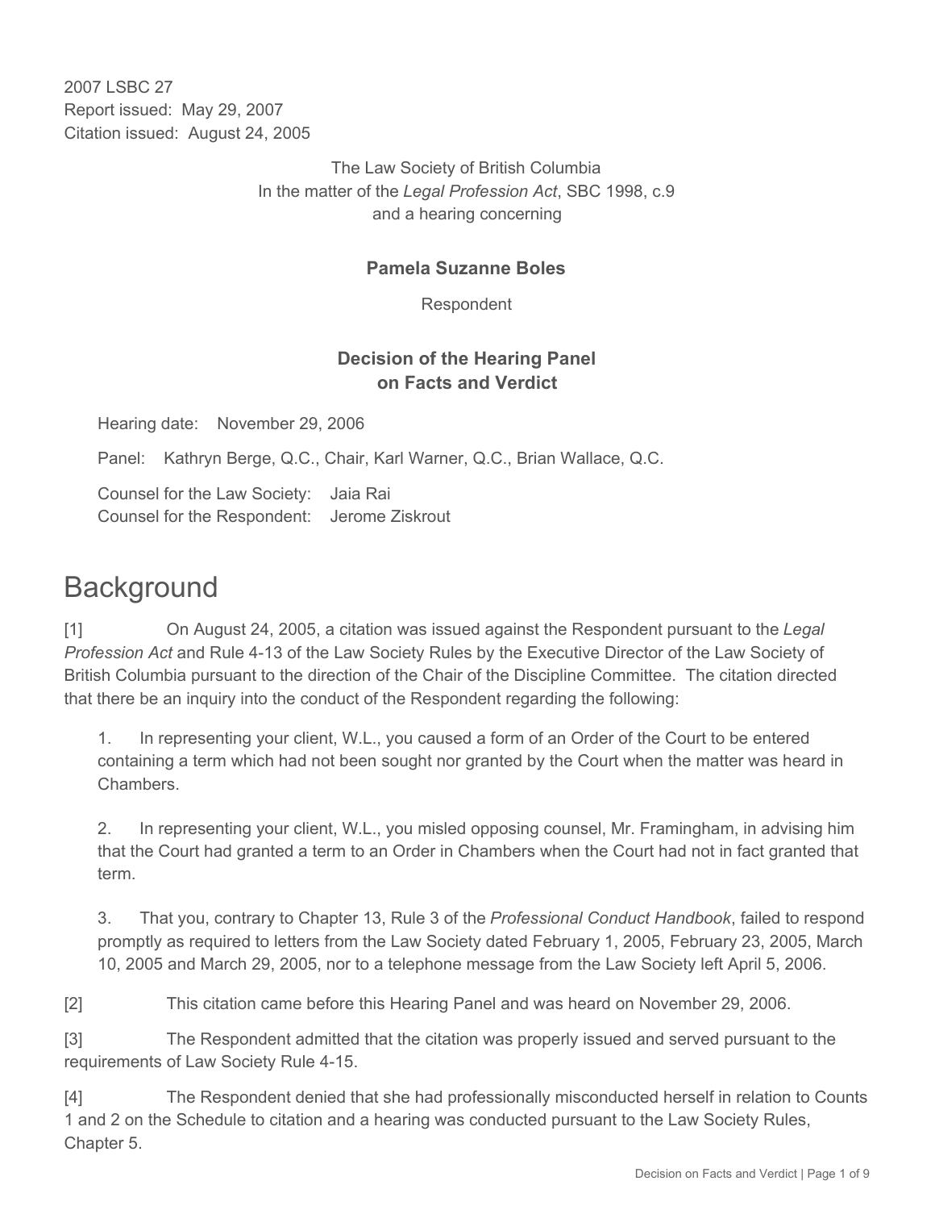2007 LSBC 27
Report issued: May 29, 2007
Citation issued: August 24, 2005

The Law Society of British Columbia
In the matter of the *Legal Profession Act*, SBC 1998, c.9
and a hearing concerning

**Pamela Suzanne Boles**

Respondent

**Decision of the Hearing Panel on Facts and Verdict**

Hearing date: November 29, 2006

Panel: Kathryn Berge, Q.C., Chair, Karl Warner, Q.C., Brian Wallace, Q.C.

Counsel for the Law Society: Jaia Rai
Counsel for the Respondent: Jerome Ziskrout

# Background

[1] On August 24, 2005, a citation was issued against the Respondent pursuant to the *Legal Profession Act* and Rule 4-13 of the Law Society Rules by the Executive Director of the Law Society of British Columbia pursuant to the direction of the Chair of the Discipline Committee. The citation directed that there be an inquiry into the conduct of the Respondent regarding the following:

1. In representing your client, W.L., you caused a form of an Order of the Court to be entered containing a term which had not been sought nor granted by the Court when the matter was heard in Chambers.

2. In representing your client, W.L., you misled opposing counsel, Mr. Framingham, in advising him that the Court had granted a term to an Order in Chambers when the Court had not in fact granted that term.

3. That you, contrary to Chapter 13, Rule 3 of the *Professional Conduct Handbook*, failed to respond promptly as required to letters from the Law Society dated February 1, 2005, February 23, 2005, March 10, 2005 and March 29, 2005, nor to a telephone message from the Law Society left April 5, 2006.

[2] This citation came before this Hearing Panel and was heard on November 29, 2006.

[3] The Respondent admitted that the citation was properly issued and served pursuant to the requirements of Law Society Rule 4-15.

[4] The Respondent denied that she had professionally misconducted herself in relation to Counts 1 and 2 on the Schedule to citation and a hearing was conducted pursuant to the Law Society Rules, Chapter 5.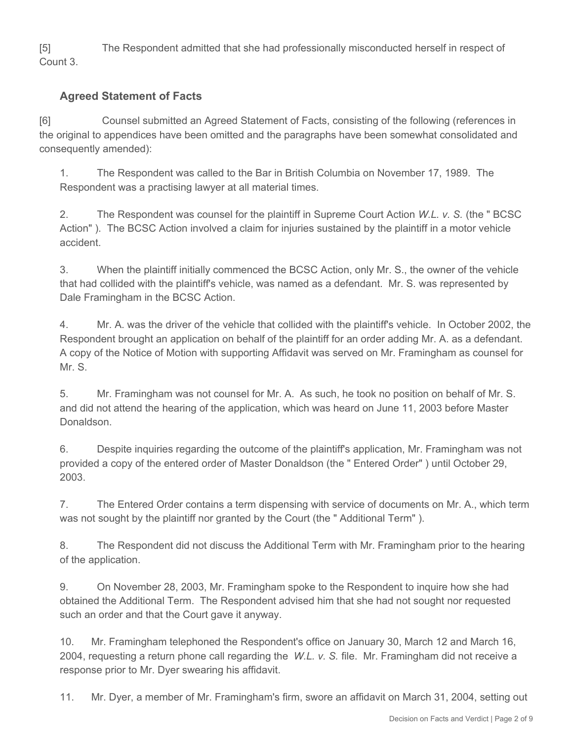[5] The Respondent admitted that she had professionally misconducted herself in respect of Count 3.

## Agreed Statement of Facts

[6] Counsel submitted an Agreed Statement of Facts, consisting of the following (references in the original to appendices have been omitted and the paragraphs have been somewhat consolidated and consequently amended):

1. The Respondent was called to the Bar in British Columbia on November 17, 1989. The Respondent was a practising lawyer at all material times.

2. The Respondent was counsel for the plaintiff in Supreme Court Action *W.L. v. S.* (the " BCSC Action" ). The BCSC Action involved a claim for injuries sustained by the plaintiff in a motor vehicle accident.

3. When the plaintiff initially commenced the BCSC Action, only Mr. S., the owner of the vehicle that had collided with the plaintiff's vehicle, was named as a defendant. Mr. S. was represented by Dale Framingham in the BCSC Action.

4. Mr. A. was the driver of the vehicle that collided with the plaintiff's vehicle. In October 2002, the Respondent brought an application on behalf of the plaintiff for an order adding Mr. A. as a defendant. A copy of the Notice of Motion with supporting Affidavit was served on Mr. Framingham as counsel for Mr. S.

5. Mr. Framingham was not counsel for Mr. A. As such, he took no position on behalf of Mr. S. and did not attend the hearing of the application, which was heard on June 11, 2003 before Master Donaldson.

6. Despite inquiries regarding the outcome of the plaintiff's application, Mr. Framingham was not provided a copy of the entered order of Master Donaldson (the " Entered Order" ) until October 29, 2003.

7. The Entered Order contains a term dispensing with service of documents on Mr. A., which term was not sought by the plaintiff nor granted by the Court (the " Additional Term" ).

8. The Respondent did not discuss the Additional Term with Mr. Framingham prior to the hearing of the application.

9. On November 28, 2003, Mr. Framingham spoke to the Respondent to inquire how she had obtained the Additional Term. The Respondent advised him that she had not sought nor requested such an order and that the Court gave it anyway.

10. Mr. Framingham telephoned the Respondent's office on January 30, March 12 and March 16, 2004, requesting a return phone call regarding the *W.L. v. S.* file. Mr. Framingham did not receive a response prior to Mr. Dyer swearing his affidavit.

11. Mr. Dyer, a member of Mr. Framingham's firm, swore an affidavit on March 31, 2004, setting out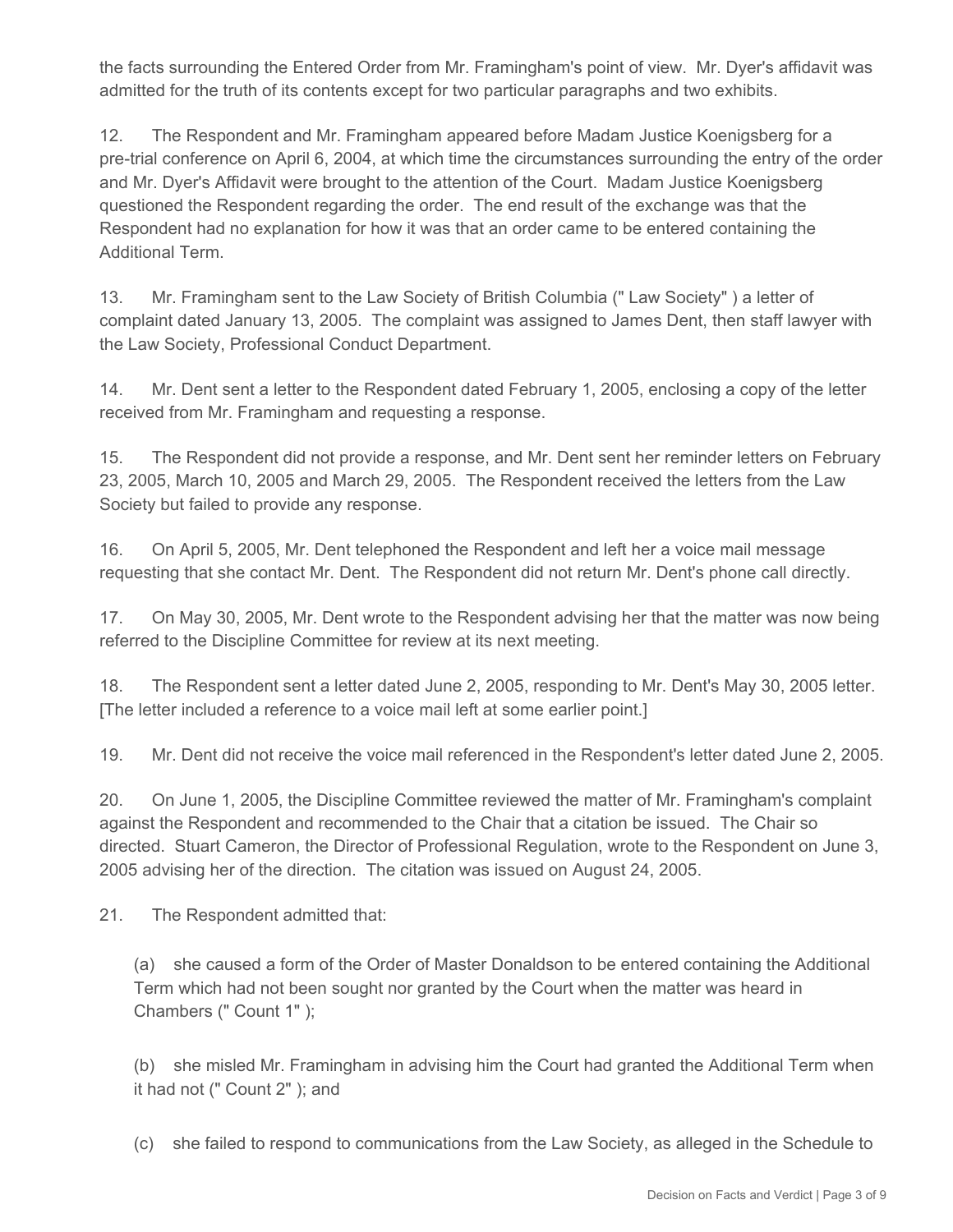the facts surrounding the Entered Order from Mr. Framingham's point of view. Mr. Dyer's affidavit was admitted for the truth of its contents except for two particular paragraphs and two exhibits.

12. The Respondent and Mr. Framingham appeared before Madam Justice Koenigsberg for a pre-trial conference on April 6, 2004, at which time the circumstances surrounding the entry of the order and Mr. Dyer's Affidavit were brought to the attention of the Court. Madam Justice Koenigsberg questioned the Respondent regarding the order. The end result of the exchange was that the Respondent had no explanation for how it was that an order came to be entered containing the Additional Term.

13. Mr. Framingham sent to the Law Society of British Columbia (" Law Society" ) a letter of complaint dated January 13, 2005. The complaint was assigned to James Dent, then staff lawyer with the Law Society, Professional Conduct Department.

14. Mr. Dent sent a letter to the Respondent dated February 1, 2005, enclosing a copy of the letter received from Mr. Framingham and requesting a response.

15. The Respondent did not provide a response, and Mr. Dent sent her reminder letters on February 23, 2005, March 10, 2005 and March 29, 2005. The Respondent received the letters from the Law Society but failed to provide any response.

16. On April 5, 2005, Mr. Dent telephoned the Respondent and left her a voice mail message requesting that she contact Mr. Dent. The Respondent did not return Mr. Dent's phone call directly.

17. On May 30, 2005, Mr. Dent wrote to the Respondent advising her that the matter was now being referred to the Discipline Committee for review at its next meeting.

18. The Respondent sent a letter dated June 2, 2005, responding to Mr. Dent's May 30, 2005 letter. [The letter included a reference to a voice mail left at some earlier point.]

19. Mr. Dent did not receive the voice mail referenced in the Respondent's letter dated June 2, 2005.

20. On June 1, 2005, the Discipline Committee reviewed the matter of Mr. Framingham's complaint against the Respondent and recommended to the Chair that a citation be issued. The Chair so directed. Stuart Cameron, the Director of Professional Regulation, wrote to the Respondent on June 3, 2005 advising her of the direction. The citation was issued on August 24, 2005.

21. The Respondent admitted that:

(a) she caused a form of the Order of Master Donaldson to be entered containing the Additional Term which had not been sought nor granted by the Court when the matter was heard in Chambers (" Count 1" );

(b) she misled Mr. Framingham in advising him the Court had granted the Additional Term when it had not (" Count 2" ); and

(c) she failed to respond to communications from the Law Society, as alleged in the Schedule to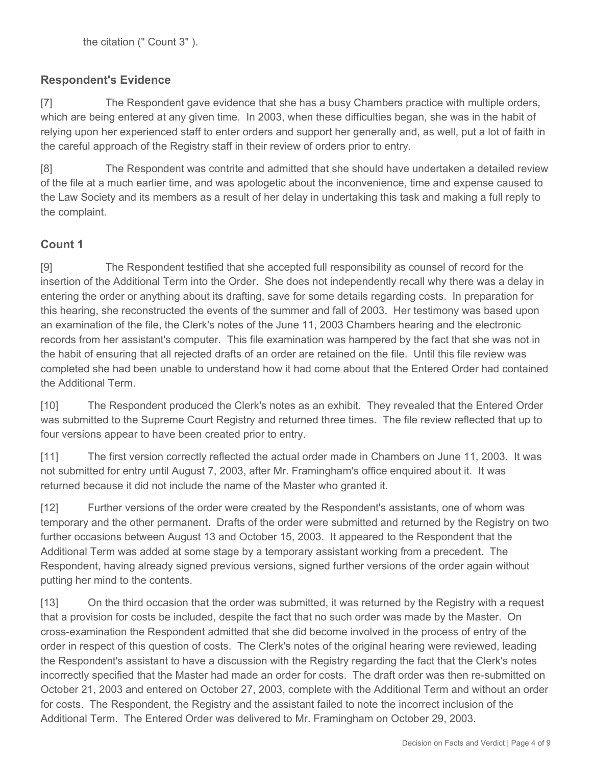the citation (" Count 3" ).

## Respondent's Evidence

[7] The Respondent gave evidence that she has a busy Chambers practice with multiple orders, which are being entered at any given time. In 2003, when these difficulties began, she was in the habit of relying upon her experienced staff to enter orders and support her generally and, as well, put a lot of faith in the careful approach of the Registry staff in their review of orders prior to entry.

[8] The Respondent was contrite and admitted that she should have undertaken a detailed review of the file at a much earlier time, and was apologetic about the inconvenience, time and expense caused to the Law Society and its members as a result of her delay in undertaking this task and making a full reply to the complaint.

## Count 1

[9] The Respondent testified that she accepted full responsibility as counsel of record for the insertion of the Additional Term into the Order. She does not independently recall why there was a delay in entering the order or anything about its drafting, save for some details regarding costs. In preparation for this hearing, she reconstructed the events of the summer and fall of 2003. Her testimony was based upon an examination of the file, the Clerk's notes of the June 11, 2003 Chambers hearing and the electronic records from her assistant's computer. This file examination was hampered by the fact that she was not in the habit of ensuring that all rejected drafts of an order are retained on the file. Until this file review was completed she had been unable to understand how it had come about that the Entered Order had contained the Additional Term.

[10] The Respondent produced the Clerk's notes as an exhibit. They revealed that the Entered Order was submitted to the Supreme Court Registry and returned three times. The file review reflected that up to four versions appear to have been created prior to entry.

[11] The first version correctly reflected the actual order made in Chambers on June 11, 2003. It was not submitted for entry until August 7, 2003, after Mr. Framingham's office enquired about it. It was returned because it did not include the name of the Master who granted it.

[12] Further versions of the order were created by the Respondent's assistants, one of whom was temporary and the other permanent. Drafts of the order were submitted and returned by the Registry on two further occasions between August 13 and October 15, 2003. It appeared to the Respondent that the Additional Term was added at some stage by a temporary assistant working from a precedent. The Respondent, having already signed previous versions, signed further versions of the order again without putting her mind to the contents.

[13] On the third occasion that the order was submitted, it was returned by the Registry with a request that a provision for costs be included, despite the fact that no such order was made by the Master. On cross-examination the Respondent admitted that she did become involved in the process of entry of the order in respect of this question of costs. The Clerk's notes of the original hearing were reviewed, leading the Respondent's assistant to have a discussion with the Registry regarding the fact that the Clerk's notes incorrectly specified that the Master had made an order for costs. The draft order was then re-submitted on October 21, 2003 and entered on October 27, 2003, complete with the Additional Term and without an order for costs. The Respondent, the Registry and the assistant failed to note the incorrect inclusion of the Additional Term. The Entered Order was delivered to Mr. Framingham on October 29, 2003.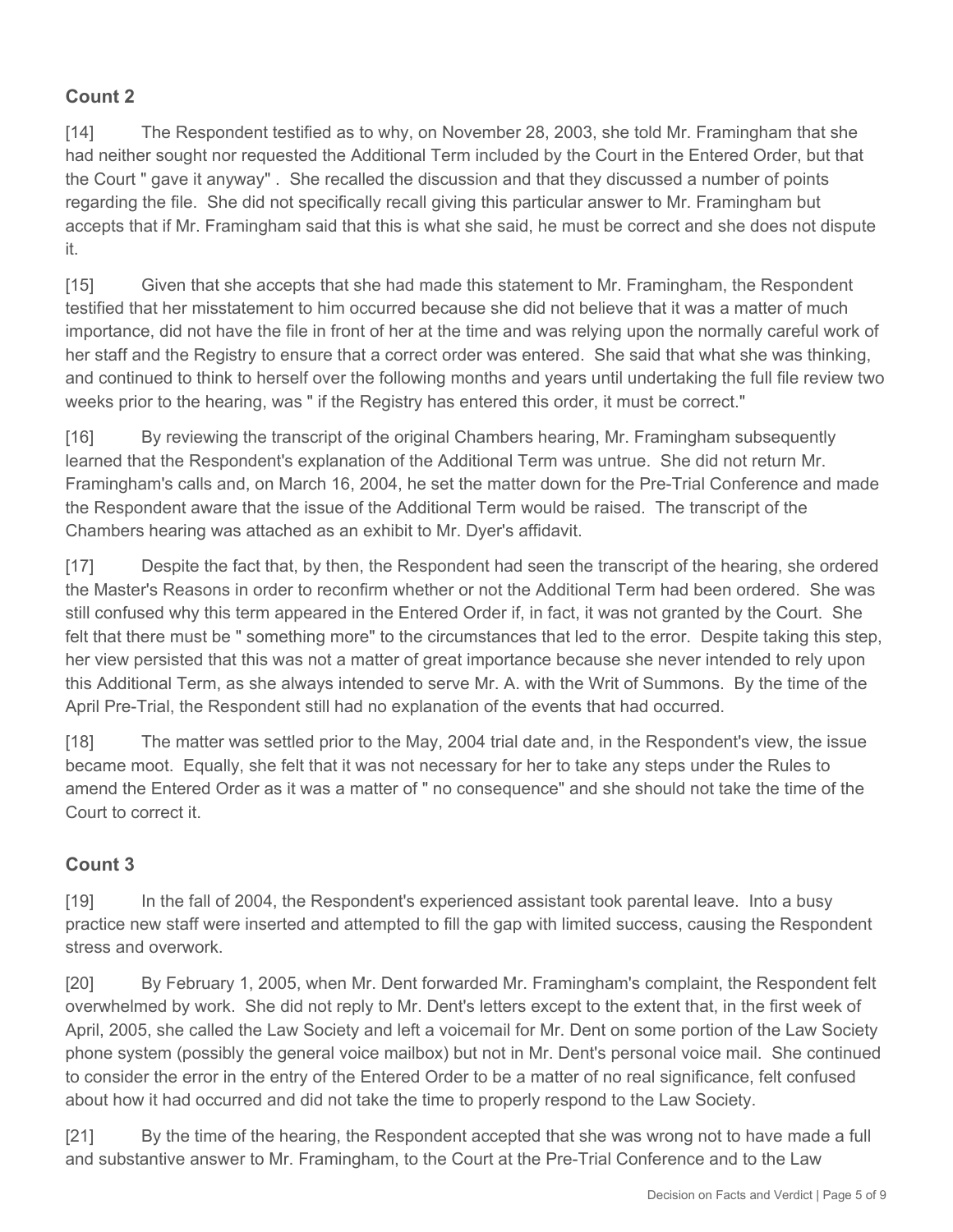## Count 2

[14] The Respondent testified as to why, on November 28, 2003, she told Mr. Framingham that she had neither sought nor requested the Additional Term included by the Court in the Entered Order, but that the Court " gave it anyway" . She recalled the discussion and that they discussed a number of points regarding the file. She did not specifically recall giving this particular answer to Mr. Framingham but accepts that if Mr. Framingham said that this is what she said, he must be correct and she does not dispute it.

[15] Given that she accepts that she had made this statement to Mr. Framingham, the Respondent testified that her misstatement to him occurred because she did not believe that it was a matter of much importance, did not have the file in front of her at the time and was relying upon the normally careful work of her staff and the Registry to ensure that a correct order was entered. She said that what she was thinking, and continued to think to herself over the following months and years until undertaking the full file review two weeks prior to the hearing, was " if the Registry has entered this order, it must be correct."

[16] By reviewing the transcript of the original Chambers hearing, Mr. Framingham subsequently learned that the Respondent's explanation of the Additional Term was untrue. She did not return Mr. Framingham's calls and, on March 16, 2004, he set the matter down for the Pre-Trial Conference and made the Respondent aware that the issue of the Additional Term would be raised. The transcript of the Chambers hearing was attached as an exhibit to Mr. Dyer's affidavit.

[17] Despite the fact that, by then, the Respondent had seen the transcript of the hearing, she ordered the Master's Reasons in order to reconfirm whether or not the Additional Term had been ordered. She was still confused why this term appeared in the Entered Order if, in fact, it was not granted by the Court. She felt that there must be " something more" to the circumstances that led to the error. Despite taking this step, her view persisted that this was not a matter of great importance because she never intended to rely upon this Additional Term, as she always intended to serve Mr. A. with the Writ of Summons. By the time of the April Pre-Trial, the Respondent still had no explanation of the events that had occurred.

[18] The matter was settled prior to the May, 2004 trial date and, in the Respondent's view, the issue became moot. Equally, she felt that it was not necessary for her to take any steps under the Rules to amend the Entered Order as it was a matter of " no consequence" and she should not take the time of the Court to correct it.

## Count 3

[19] In the fall of 2004, the Respondent's experienced assistant took parental leave. Into a busy practice new staff were inserted and attempted to fill the gap with limited success, causing the Respondent stress and overwork.

[20] By February 1, 2005, when Mr. Dent forwarded Mr. Framingham's complaint, the Respondent felt overwhelmed by work. She did not reply to Mr. Dent's letters except to the extent that, in the first week of April, 2005, she called the Law Society and left a voicemail for Mr. Dent on some portion of the Law Society phone system (possibly the general voice mailbox) but not in Mr. Dent's personal voice mail. She continued to consider the error in the entry of the Entered Order to be a matter of no real significance, felt confused about how it had occurred and did not take the time to properly respond to the Law Society.

[21] By the time of the hearing, the Respondent accepted that she was wrong not to have made a full and substantive answer to Mr. Framingham, to the Court at the Pre-Trial Conference and to the Law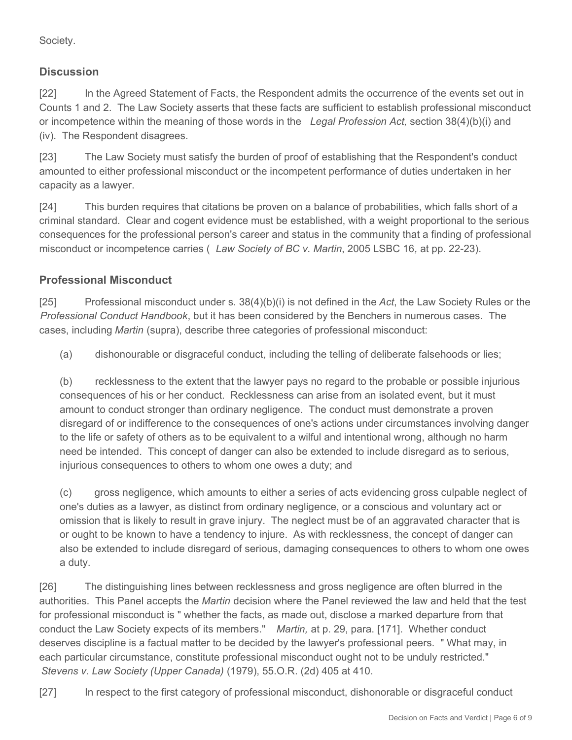Society.

## Discussion

[22] In the Agreed Statement of Facts, the Respondent admits the occurrence of the events set out in Counts 1 and 2. The Law Society asserts that these facts are sufficient to establish professional misconduct or incompetence within the meaning of those words in the *Legal Profession Act,* section 38(4)(b)(i) and (iv). The Respondent disagrees.

[23] The Law Society must satisfy the burden of proof of establishing that the Respondent's conduct amounted to either professional misconduct or the incompetent performance of duties undertaken in her capacity as a lawyer.

[24] This burden requires that citations be proven on a balance of probabilities, which falls short of a criminal standard. Clear and cogent evidence must be established, with a weight proportional to the serious consequences for the professional person's career and status in the community that a finding of professional misconduct or incompetence carries ( *Law Society of BC v. Martin*, 2005 LSBC 16*,* at pp. 22-23).

## Professional Misconduct

[25] Professional misconduct under s. 38(4)(b)(i) is not defined in the *Act*, the Law Society Rules or the *Professional Conduct Handbook*, but it has been considered by the Benchers in numerous cases. The cases, including *Martin* (supra), describe three categories of professional misconduct:

(a) dishonourable or disgraceful conduct*,* including the telling of deliberate falsehoods or lies;

(b) recklessness to the extent that the lawyer pays no regard to the probable or possible injurious consequences of his or her conduct. Recklessness can arise from an isolated event, but it must amount to conduct stronger than ordinary negligence. The conduct must demonstrate a proven disregard of or indifference to the consequences of one's actions under circumstances involving danger to the life or safety of others as to be equivalent to a wilful and intentional wrong, although no harm need be intended. This concept of danger can also be extended to include disregard as to serious, injurious consequences to others to whom one owes a duty; and

(c) gross negligence, which amounts to either a series of acts evidencing gross culpable neglect of one's duties as a lawyer, as distinct from ordinary negligence, or a conscious and voluntary act or omission that is likely to result in grave injury. The neglect must be of an aggravated character that is or ought to be known to have a tendency to injure. As with recklessness, the concept of danger can also be extended to include disregard of serious, damaging consequences to others to whom one owes a duty.

[26] The distinguishing lines between recklessness and gross negligence are often blurred in the authorities. This Panel accepts the *Martin* decision where the Panel reviewed the law and held that the test for professional misconduct is " whether the facts, as made out, disclose a marked departure from that conduct the Law Society expects of its members." *Martin,* at p. 29, para. [171]. Whether conduct deserves discipline is a factual matter to be decided by the lawyer's professional peers. " What may, in each particular circumstance, constitute professional misconduct ought not to be unduly restricted." *Stevens v. Law Society (Upper Canada)* (1979), 55.O.R. (2d) 405 at 410.

[27] In respect to the first category of professional misconduct, dishonorable or disgraceful conduct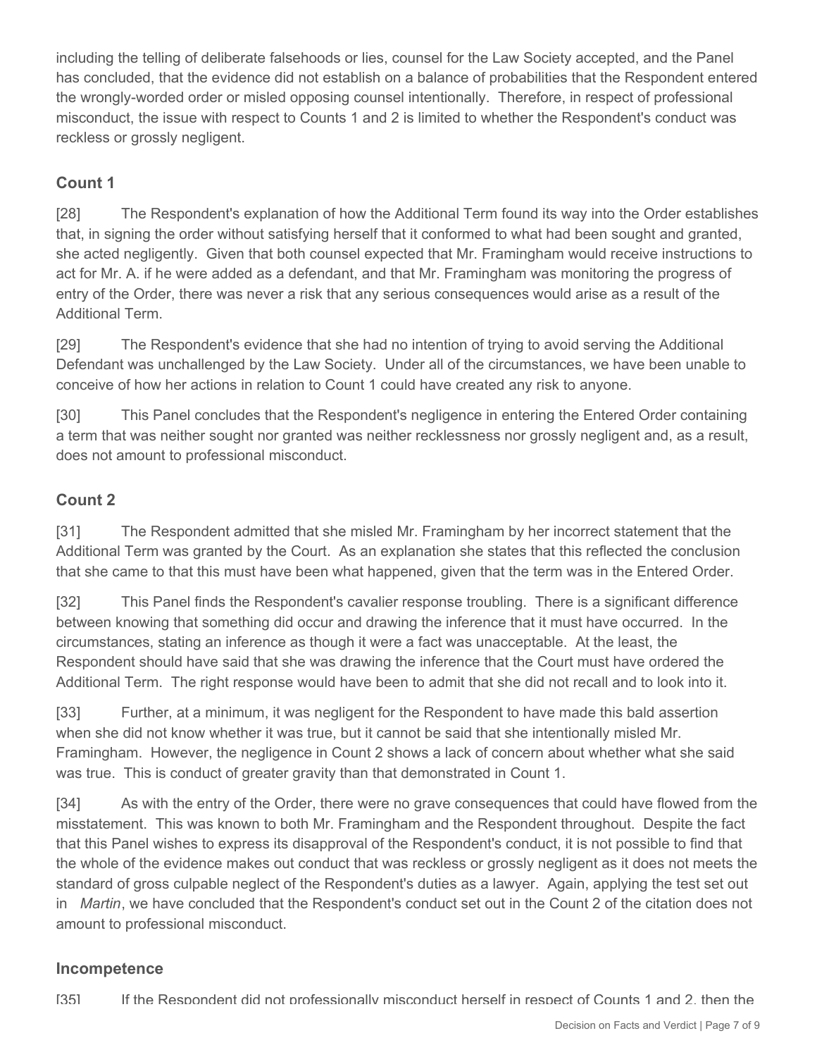including the telling of deliberate falsehoods or lies, counsel for the Law Society accepted, and the Panel has concluded, that the evidence did not establish on a balance of probabilities that the Respondent entered the wrongly-worded order or misled opposing counsel intentionally. Therefore, in respect of professional misconduct, the issue with respect to Counts 1 and 2 is limited to whether the Respondent's conduct was reckless or grossly negligent.

## Count 1

[28] The Respondent's explanation of how the Additional Term found its way into the Order establishes that, in signing the order without satisfying herself that it conformed to what had been sought and granted, she acted negligently. Given that both counsel expected that Mr. Framingham would receive instructions to act for Mr. A. if he were added as a defendant, and that Mr. Framingham was monitoring the progress of entry of the Order, there was never a risk that any serious consequences would arise as a result of the Additional Term.

[29] The Respondent's evidence that she had no intention of trying to avoid serving the Additional Defendant was unchallenged by the Law Society. Under all of the circumstances, we have been unable to conceive of how her actions in relation to Count 1 could have created any risk to anyone.

[30] This Panel concludes that the Respondent's negligence in entering the Entered Order containing a term that was neither sought nor granted was neither recklessness nor grossly negligent and, as a result, does not amount to professional misconduct.

## Count 2

[31] The Respondent admitted that she misled Mr. Framingham by her incorrect statement that the Additional Term was granted by the Court. As an explanation she states that this reflected the conclusion that she came to that this must have been what happened, given that the term was in the Entered Order.

[32] This Panel finds the Respondent's cavalier response troubling. There is a significant difference between knowing that something did occur and drawing the inference that it must have occurred. In the circumstances, stating an inference as though it were a fact was unacceptable. At the least, the Respondent should have said that she was drawing the inference that the Court must have ordered the Additional Term. The right response would have been to admit that she did not recall and to look into it.

[33] Further, at a minimum, it was negligent for the Respondent to have made this bald assertion when she did not know whether it was true, but it cannot be said that she intentionally misled Mr. Framingham. However, the negligence in Count 2 shows a lack of concern about whether what she said was true. This is conduct of greater gravity than that demonstrated in Count 1.

[34] As with the entry of the Order, there were no grave consequences that could have flowed from the misstatement. This was known to both Mr. Framingham and the Respondent throughout. Despite the fact that this Panel wishes to express its disapproval of the Respondent's conduct, it is not possible to find that the whole of the evidence makes out conduct that was reckless or grossly negligent as it does not meets the standard of gross culpable neglect of the Respondent's duties as a lawyer. Again, applying the test set out in *Martin*, we have concluded that the Respondent's conduct set out in the Count 2 of the citation does not amount to professional misconduct.

## Incompetence

[35] If the Respondent did not professionally misconduct herself in respect of Counts 1 and 2, then the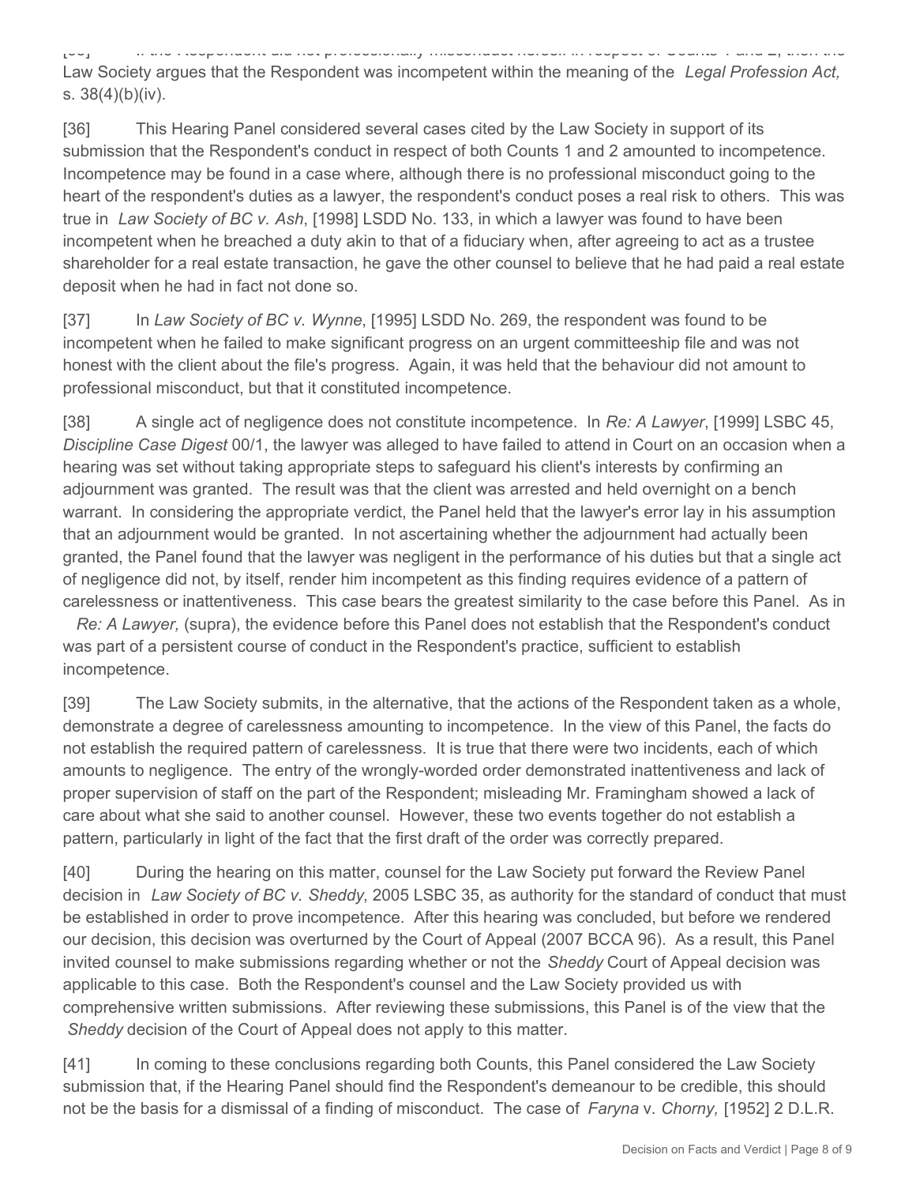[35] If the Respondent did not professionally misconduct herself in respect of Counts 1 and 2, then the Law Society argues that the Respondent was incompetent within the meaning of the *Legal Profession Act,* s. 38(4)(b)(iv).

[36] This Hearing Panel considered several cases cited by the Law Society in support of its submission that the Respondent's conduct in respect of both Counts 1 and 2 amounted to incompetence. Incompetence may be found in a case where, although there is no professional misconduct going to the heart of the respondent's duties as a lawyer, the respondent's conduct poses a real risk to others. This was true in *Law Society of BC v. Ash*, [1998] LSDD No. 133, in which a lawyer was found to have been incompetent when he breached a duty akin to that of a fiduciary when, after agreeing to act as a trustee shareholder for a real estate transaction, he gave the other counsel to believe that he had paid a real estate deposit when he had in fact not done so.

[37] In *Law Society of BC v. Wynne*, [1995] LSDD No. 269, the respondent was found to be incompetent when he failed to make significant progress on an urgent committeeship file and was not honest with the client about the file's progress. Again, it was held that the behaviour did not amount to professional misconduct, but that it constituted incompetence.

[38] A single act of negligence does not constitute incompetence. In *Re: A Lawyer*, [1999] LSBC 45, *Discipline Case Digest* 00/1, the lawyer was alleged to have failed to attend in Court on an occasion when a hearing was set without taking appropriate steps to safeguard his client's interests by confirming an adjournment was granted. The result was that the client was arrested and held overnight on a bench warrant. In considering the appropriate verdict, the Panel held that the lawyer's error lay in his assumption that an adjournment would be granted. In not ascertaining whether the adjournment had actually been granted, the Panel found that the lawyer was negligent in the performance of his duties but that a single act of negligence did not, by itself, render him incompetent as this finding requires evidence of a pattern of carelessness or inattentiveness. This case bears the greatest similarity to the case before this Panel. As in *Re: A Lawyer,* (supra), the evidence before this Panel does not establish that the Respondent's conduct was part of a persistent course of conduct in the Respondent's practice, sufficient to establish incompetence.

[39] The Law Society submits, in the alternative, that the actions of the Respondent taken as a whole, demonstrate a degree of carelessness amounting to incompetence. In the view of this Panel, the facts do not establish the required pattern of carelessness. It is true that there were two incidents, each of which amounts to negligence. The entry of the wrongly-worded order demonstrated inattentiveness and lack of proper supervision of staff on the part of the Respondent; misleading Mr. Framingham showed a lack of care about what she said to another counsel. However, these two events together do not establish a pattern, particularly in light of the fact that the first draft of the order was correctly prepared.

[40] During the hearing on this matter, counsel for the Law Society put forward the Review Panel decision in *Law Society of BC v. Sheddy*, 2005 LSBC 35, as authority for the standard of conduct that must be established in order to prove incompetence. After this hearing was concluded, but before we rendered our decision, this decision was overturned by the Court of Appeal (2007 BCCA 96). As a result, this Panel invited counsel to make submissions regarding whether or not the *Sheddy* Court of Appeal decision was applicable to this case. Both the Respondent's counsel and the Law Society provided us with comprehensive written submissions. After reviewing these submissions, this Panel is of the view that the *Sheddy* decision of the Court of Appeal does not apply to this matter.

[41] In coming to these conclusions regarding both Counts, this Panel considered the Law Society submission that, if the Hearing Panel should find the Respondent's demeanour to be credible, this should not be the basis for a dismissal of a finding of misconduct. The case of *Faryna* v. *Chorny,* [1952] 2 D.L.R.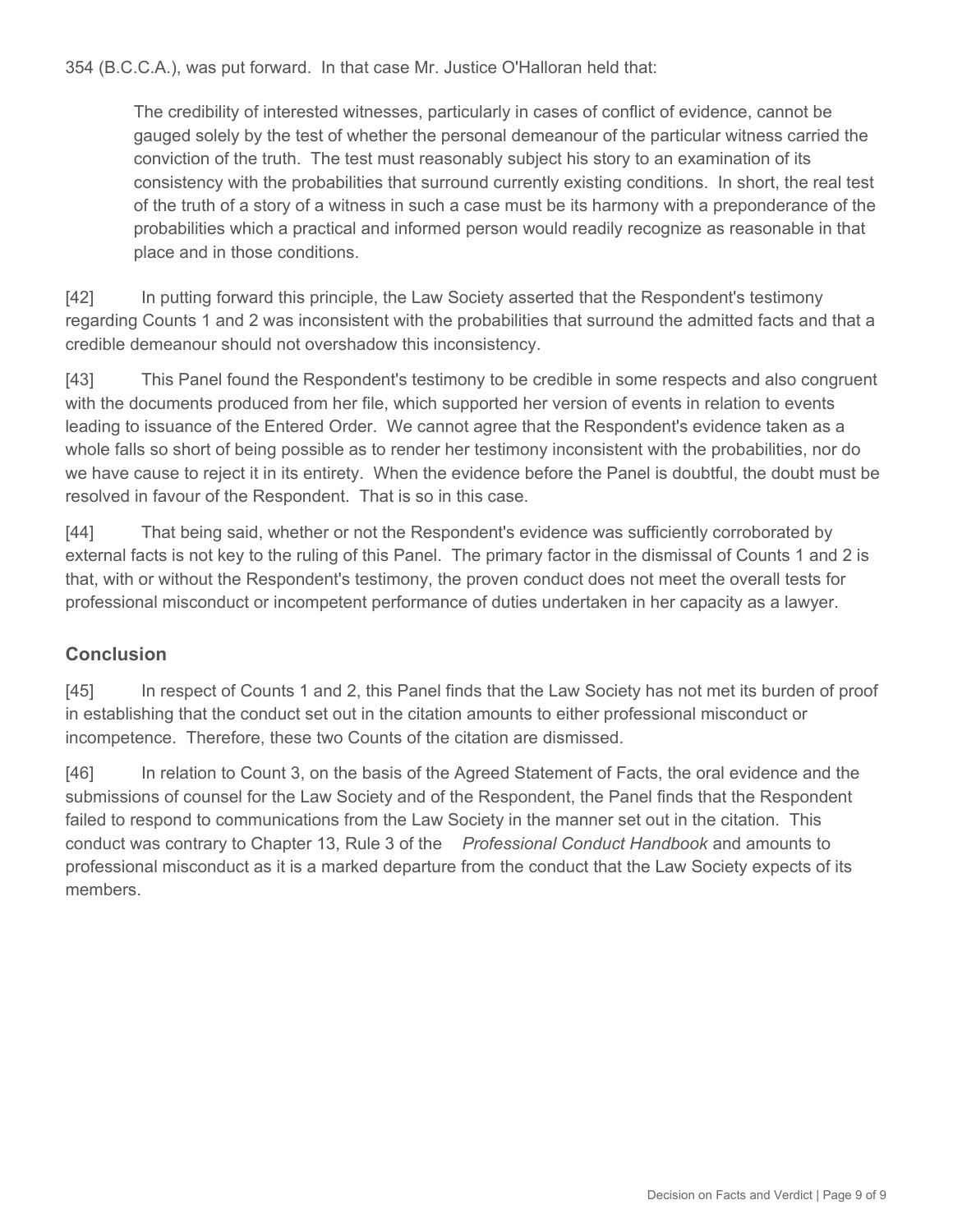354 (B.C.C.A.), was put forward. In that case Mr. Justice O'Halloran held that:

> The credibility of interested witnesses, particularly in cases of conflict of evidence, cannot be gauged solely by the test of whether the personal demeanour of the particular witness carried the conviction of the truth. The test must reasonably subject his story to an examination of its consistency with the probabilities that surround currently existing conditions. In short, the real test of the truth of a story of a witness in such a case must be its harmony with a preponderance of the probabilities which a practical and informed person would readily recognize as reasonable in that place and in those conditions.

[42] In putting forward this principle, the Law Society asserted that the Respondent's testimony regarding Counts 1 and 2 was inconsistent with the probabilities that surround the admitted facts and that a credible demeanour should not overshadow this inconsistency.

[43] This Panel found the Respondent's testimony to be credible in some respects and also congruent with the documents produced from her file, which supported her version of events in relation to events leading to issuance of the Entered Order. We cannot agree that the Respondent's evidence taken as a whole falls so short of being possible as to render her testimony inconsistent with the probabilities, nor do we have cause to reject it in its entirety. When the evidence before the Panel is doubtful, the doubt must be resolved in favour of the Respondent. That is so in this case.

[44] That being said, whether or not the Respondent's evidence was sufficiently corroborated by external facts is not key to the ruling of this Panel. The primary factor in the dismissal of Counts 1 and 2 is that, with or without the Respondent's testimony, the proven conduct does not meet the overall tests for professional misconduct or incompetent performance of duties undertaken in her capacity as a lawyer.

## Conclusion

[45] In respect of Counts 1 and 2, this Panel finds that the Law Society has not met its burden of proof in establishing that the conduct set out in the citation amounts to either professional misconduct or incompetence. Therefore, these two Counts of the citation are dismissed.

[46] In relation to Count 3, on the basis of the Agreed Statement of Facts, the oral evidence and the submissions of counsel for the Law Society and of the Respondent, the Panel finds that the Respondent failed to respond to communications from the Law Society in the manner set out in the citation. This conduct was contrary to Chapter 13, Rule 3 of the *Professional Conduct Handbook* and amounts to professional misconduct as it is a marked departure from the conduct that the Law Society expects of its members.